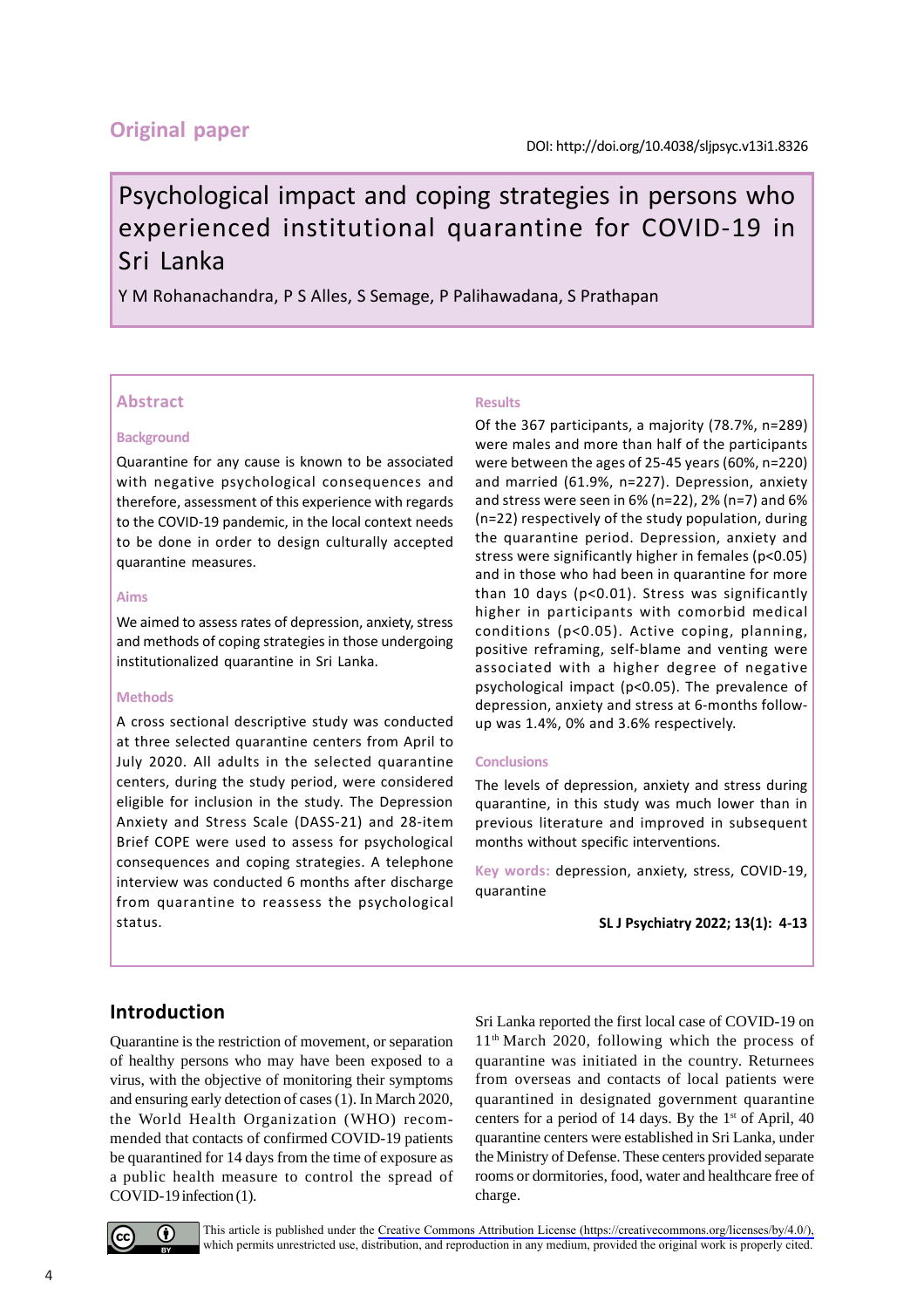Original paper

DOI: http://doi.org/10.4038/sljpsyc.v13i1.8326

# Psychological impact and coping strategies in persons who experienced institutional quarantine for COVID-19 in Sri Lanka

Y M Rohanachandra, P S Alles, S Semage, P Palihawadana, S Prathapan

## Abstract

### Background

Quarantine for any cause is known to be associated with negative psychological consequences and therefore, assessment of this experience with regards to the COVID-19 pandemic, in the local context needs to be done in order to design culturally accepted quarantine measures.

### Aims

We aimed to assess rates of depression, anxiety, stress and methods of coping strategies in those undergoing institutionalized quarantine in Sri Lanka.

### Methods

A cross sectional descriptive study was conducted at three selected quarantine centers from April to July 2020. All adults in the selected quarantine centers, during the study period, were considered eligible for inclusion in the study. The Depression Anxiety and Stress Scale (DASS-21) and 28-item Brief COPE were used to assess for psychological consequences and coping strategies. A telephone interview was conducted 6 months after discharge from quarantine to reassess the psychological status.

### Results

Of the 367 participants, a majority (78.7%, n=289) were males and more than half of the participants were between the ages of 25-45 years (60%, n=220) and married (61.9%, n=227). Depression, anxiety and stress were seen in 6% (n=22), 2% (n=7) and 6% (n=22) respectively of the study population, during the quarantine period. Depression, anxiety and stress were significantly higher in females ($p<0.05$) and in those who had been in quarantine for more than 10 days ($p<0.01$). Stress was significantly higher in participants with comorbid medical conditions ($p<0.05$). Active coping, planning, positive reframing, self-blame and venting were associated with a higher degree of negative psychological impact ($p<0.05$). The prevalence of depression, anxiety and stress at 6-months follow-up was 1.4%, 0% and 3.6% respectively.

### Conclusions

The levels of depression, anxiety and stress during quarantine, in this study was much lower than in previous literature and improved in subsequent months without specific interventions.

**Key words:** depression, anxiety, stress, COVID-19, quarantine

SL J Psychiatry 2022; 13(1): 4-13

## Introduction

Quarantine is the restriction of movement, or separation of healthy persons who may have been exposed to a virus, with the objective of monitoring their symptoms and ensuring early detection of cases (1). In March 2020, the World Health Organization (WHO) recommended that contacts of confirmed COVID-19 patients be quarantined for 14 days from the time of exposure as a public health measure to control the spread of COVID-19 infection (1).

Sri Lanka reported the first local case of COVID-19 on 11th March 2020, following which the process of quarantine was initiated in the country. Returnees from overseas and contacts of local patients were quarantined in designated government quarantine centers for a period of 14 days. By the 1st of April, 40 quarantine centers were established in Sri Lanka, under the Ministry of Defense. These centers provided separate rooms or dormitories, food, water and healthcare free of charge.

This article is published under the Creative Commons Attribution License (https://creativecommons.org/licenses/by/4.0/), which permits unrestricted use, distribution, and reproduction in any medium, provided the original work is properly cited.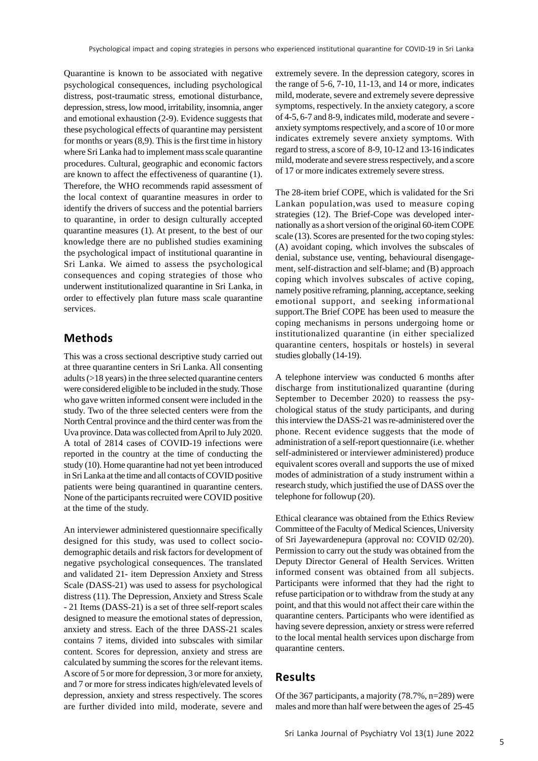Quarantine is known to be associated with negative psychological consequences, including psychological distress, post-traumatic stress, emotional disturbance, depression, stress, low mood, irritability, insomnia, anger and emotional exhaustion (2-9). Evidence suggests that these psychological effects of quarantine may persistent for months or years (8,9). This is the first time in history where Sri Lanka had to implement mass scale quarantine procedures. Cultural, geographic and economic factors are known to affect the effectiveness of quarantine (1). Therefore, the WHO recommends rapid assessment of the local context of quarantine measures in order to identify the drivers of success and the potential barriers to quarantine, in order to design culturally accepted quarantine measures (1). At present, to the best of our knowledge there are no published studies examining the psychological impact of institutional quarantine in Sri Lanka. We aimed to assess the psychological consequences and coping strategies of those who underwent institutionalized quarantine in Sri Lanka, in order to effectively plan future mass scale quarantine services.

## Methods

This was a cross sectional descriptive study carried out at three quarantine centers in Sri Lanka. All consenting adults (>18 years) in the three selected quarantine centers were considered eligible to be included in the study. Those who gave written informed consent were included in the study. Two of the three selected centers were from the North Central province and the third center was from the Uva province. Data was collected from April to July 2020. A total of 2814 cases of COVID-19 infections were reported in the country at the time of conducting the study (10). Home quarantine had not yet been introduced in Sri Lanka at the time and all contacts of COVID positive patients were being quarantined in quarantine centers. None of the participants recruited were COVID positive at the time of the study.

An interviewer administered questionnaire specifically designed for this study, was used to collect socio-demographic details and risk factors for development of negative psychological consequences. The translated and validated 21- item Depression Anxiety and Stress Scale (DASS-21) was used to assess for psychological distress (11). The Depression, Anxiety and Stress Scale - 21 Items (DASS-21) is a set of three self-report scales designed to measure the emotional states of depression, anxiety and stress. Each of the three DASS-21 scales contains 7 items, divided into subscales with similar content. Scores for depression, anxiety and stress are calculated by summing the scores for the relevant items. A score of 5 or more for depression, 3 or more for anxiety, and 7 or more for stress indicates high/elevated levels of depression, anxiety and stress respectively. The scores are further divided into mild, moderate, severe and extremely severe. In the depression category, scores in the range of 5-6, 7-10, 11-13, and 14 or more, indicates mild, moderate, severe and extremely severe depressive symptoms, respectively. In the anxiety category, a score of 4-5, 6-7 and 8-9, indicates mild, moderate and severe - anxiety symptoms respectively, and a score of 10 or more indicates extremely severe anxiety symptoms. With regard to stress, a score of 8-9, 10-12 and 13-16 indicates mild, moderate and severe stress respectively, and a score of 17 or more indicates extremely severe stress.

The 28-item brief COPE, which is validated for the Sri Lankan population,was used to measure coping strategies (12). The Brief-Cope was developed internationally as a short version of the original 60-item COPE scale (13). Scores are presented for the two coping styles: (A) avoidant coping, which involves the subscales of denial, substance use, venting, behavioural disengagement, self-distraction and self-blame; and (B) approach coping which involves subscales of active coping, namely positive reframing, planning, acceptance, seeking emotional support, and seeking informational support.The Brief COPE has been used to measure the coping mechanisms in persons undergoing home or institutionalized quarantine (in either specialized quarantine centers, hospitals or hostels) in several studies globally (14-19).

A telephone interview was conducted 6 months after discharge from institutionalized quarantine (during September to December 2020) to reassess the psychological status of the study participants, and during this interview the DASS-21 was re-administered over the phone. Recent evidence suggests that the mode of administration of a self-report questionnaire (i.e. whether self-administered or interviewer administered) produce equivalent scores overall and supports the use of mixed modes of administration of a study instrument within a research study, which justified the use of DASS over the telephone for followup (20).

Ethical clearance was obtained from the Ethics Review Committee of the Faculty of Medical Sciences, University of Sri Jayewardenepura (approval no: COVID 02/20). Permission to carry out the study was obtained from the Deputy Director General of Health Services. Written informed consent was obtained from all subjects. Participants were informed that they had the right to refuse participation or to withdraw from the study at any point, and that this would not affect their care within the quarantine centers. Participants who were identified as having severe depression, anxiety or stress were referred to the local mental health services upon discharge from quarantine centers.

## Results

Of the 367 participants, a majority (78.7%, n=289) were males and more than half were between the ages of 25-45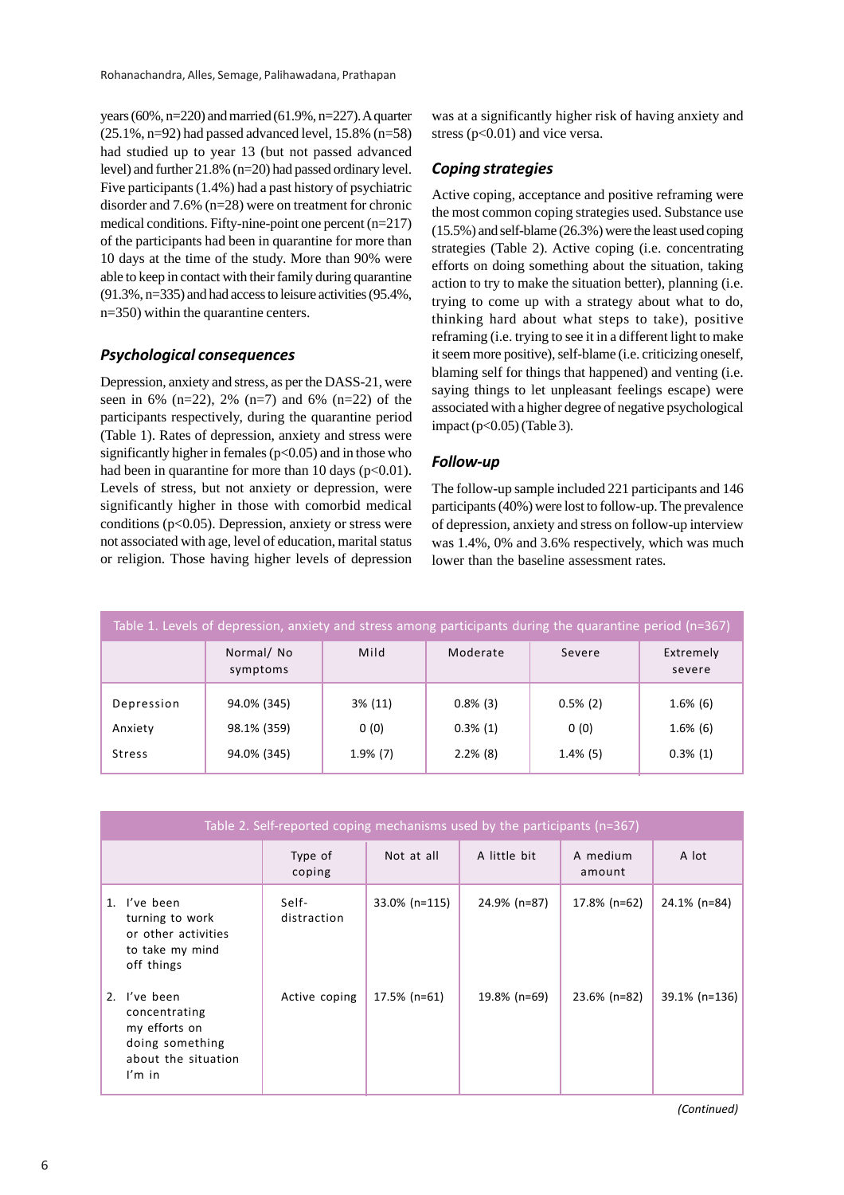years (60%, n=220) and married (61.9%, n=227). A quarter (25.1%, n=92) had passed advanced level, 15.8% (n=58) had studied up to year 13 (but not passed advanced level) and further 21.8% (n=20) had passed ordinary level. Five participants (1.4%) had a past history of psychiatric disorder and 7.6% (n=28) were on treatment for chronic medical conditions. Fifty-nine-point one percent (n=217) of the participants had been in quarantine for more than 10 days at the time of the study. More than 90% were able to keep in contact with their family during quarantine (91.3%, n=335) and had access to leisure activities (95.4%, n=350) within the quarantine centers.

### *Psychological consequences*

Depression, anxiety and stress, as per the DASS-21, were seen in 6% (n=22), 2% (n=7) and 6% (n=22) of the participants respectively, during the quarantine period (Table 1). Rates of depression, anxiety and stress were significantly higher in females ($p<0.05$) and in those who had been in quarantine for more than 10 days ($p<0.01$). Levels of stress, but not anxiety or depression, were significantly higher in those with comorbid medical conditions ($p<0.05$). Depression, anxiety or stress were not associated with age, level of education, marital status or religion. Those having higher levels of depression was at a significantly higher risk of having anxiety and stress ($p<0.01$) and vice versa.

### *Coping strategies*

Active coping, acceptance and positive reframing were the most common coping strategies used. Substance use (15.5%) and self-blame (26.3%) were the least used coping strategies (Table 2). Active coping (i.e. concentrating efforts on doing something about the situation, taking action to try to make the situation better), planning (i.e. trying to come up with a strategy about what to do, thinking hard about what steps to take), positive reframing (i.e. trying to see it in a different light to make it seem more positive), self-blame (i.e. criticizing oneself, blaming self for things that happened) and venting (i.e. saying things to let unpleasant feelings escape) were associated with a higher degree of negative psychological impact ($p<0.05$) (Table 3).

### *Follow-up*

The follow-up sample included 221 participants and 146 participants (40%) were lost to follow-up. The prevalence of depression, anxiety and stress on follow-up interview was 1.4%, 0% and 3.6% respectively, which was much lower than the baseline assessment rates.

Table 1. Levels of depression, anxiety and stress among participants during the quarantine period (n=367)

| | Normal/ No symptoms | Mild | Moderate | Severe | Extremely severe |
|---|---|---|---|---|---|
| Depression | 94.0% (345) | 3% (11) | 0.8% (3) | 0.5% (2) | 1.6% (6) |
| Anxiety | 98.1% (359) | 0 (0) | 0.3% (1) | 0 (0) | 1.6% (6) |
| Stress | 94.0% (345) | 1.9% (7) | 2.2% (8) | 1.4% (5) | 0.3% (1) |

Table 2. Self-reported coping mechanisms used by the participants (n=367)

| | Type of coping | Not at all | A little bit | A medium amount | A lot |
|---|---|---|---|---|---|
| 1. I've been turning to work or other activities to take my mind off things | Self-distraction | 33.0% (n=115) | 24.9% (n=87) | 17.8% (n=62) | 24.1% (n=84) |
| 2. I've been concentrating my efforts on doing something about the situation I'm in | Active coping | 17.5% (n=61) | 19.8% (n=69) | 23.6% (n=82) | 39.1% (n=136) |

*(Continued)*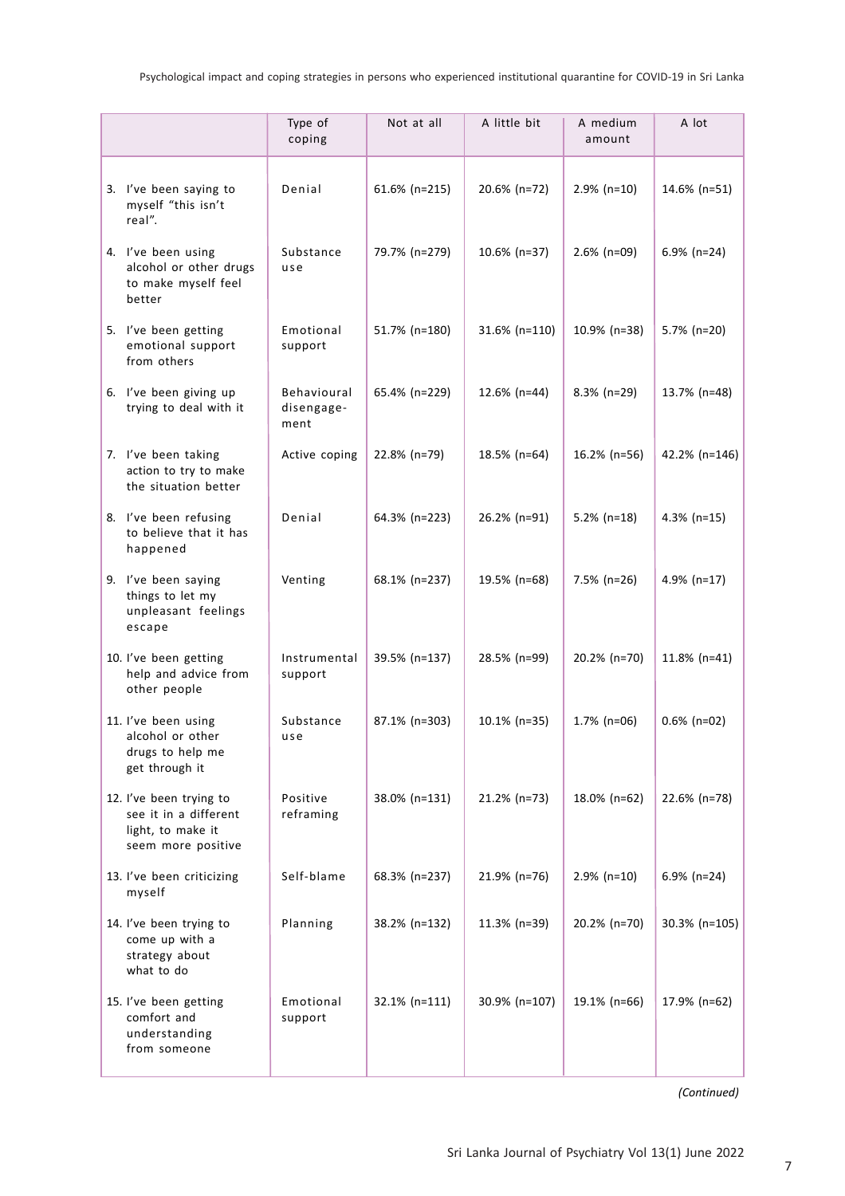| | Type of coping | Not at all | A little bit | A medium amount | A lot |
|---|---|---|---|---|---|
| 3. I've been saying to myself "this isn't real". | Denial | 61.6% (n=215) | 20.6% (n=72) | 2.9% (n=10) | 14.6% (n=51) |
| 4. I've been using alcohol or other drugs to make myself feel better | Substance use | 79.7% (n=279) | 10.6% (n=37) | 2.6% (n=09) | 6.9% (n=24) |
| 5. I've been getting emotional support from others | Emotional support | 51.7% (n=180) | 31.6% (n=110) | 10.9% (n=38) | 5.7% (n=20) |
| 6. I've been giving up trying to deal with it | Behavioural disengage-ment | 65.4% (n=229) | 12.6% (n=44) | 8.3% (n=29) | 13.7% (n=48) |
| 7. I've been taking action to try to make the situation better | Active coping | 22.8% (n=79) | 18.5% (n=64) | 16.2% (n=56) | 42.2% (n=146) |
| 8. I've been refusing to believe that it has happened | Denial | 64.3% (n=223) | 26.2% (n=91) | 5.2% (n=18) | 4.3% (n=15) |
| 9. I've been saying things to let my unpleasant feelings escape | Venting | 68.1% (n=237) | 19.5% (n=68) | 7.5% (n=26) | 4.9% (n=17) |
| 10. I've been getting help and advice from other people | Instrumental support | 39.5% (n=137) | 28.5% (n=99) | 20.2% (n=70) | 11.8% (n=41) |
| 11. I've been using alcohol or other drugs to help me get through it | Substance use | 87.1% (n=303) | 10.1% (n=35) | 1.7% (n=06) | 0.6% (n=02) |
| 12. I've been trying to see it in a different light, to make it seem more positive | Positive reframing | 38.0% (n=131) | 21.2% (n=73) | 18.0% (n=62) | 22.6% (n=78) |
| 13. I've been criticizing myself | Self-blame | 68.3% (n=237) | 21.9% (n=76) | 2.9% (n=10) | 6.9% (n=24) |
| 14. I've been trying to come up with a strategy about what to do | Planning | 38.2% (n=132) | 11.3% (n=39) | 20.2% (n=70) | 30.3% (n=105) |
| 15. I've been getting comfort and understanding from someone | Emotional support | 32.1% (n=111) | 30.9% (n=107) | 19.1% (n=66) | 17.9% (n=62) |

*(Continued)*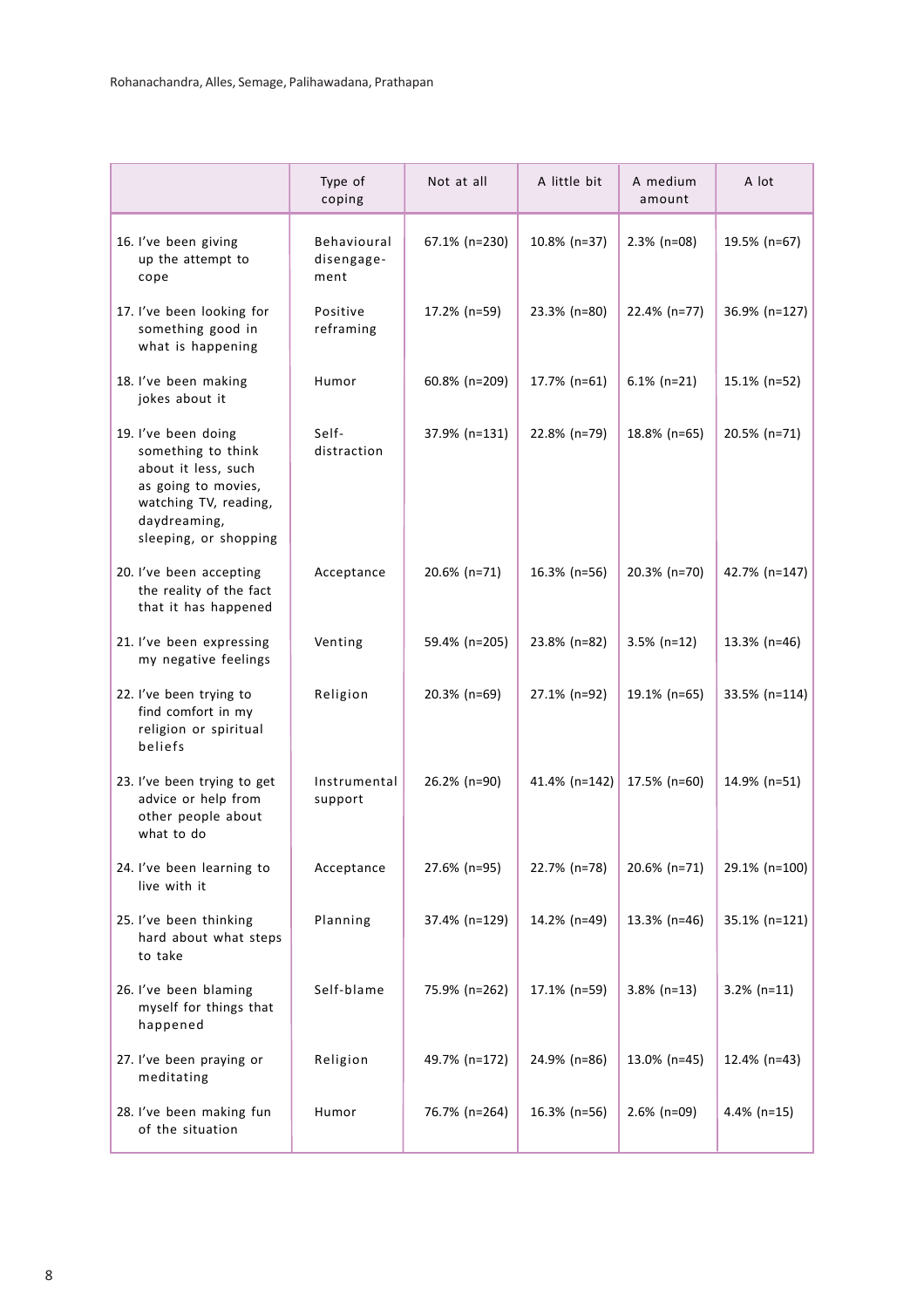| | Type of coping | Not at all | A little bit | A medium amount | A lot |
|---|---|---|---|---|---|
| 16. I've been giving up the attempt to cope | Behavioural disengage-ment | 67.1% (n=230) | 10.8% (n=37) | 2.3% (n=08) | 19.5% (n=67) |
| 17. I've been looking for something good in what is happening | Positive reframing | 17.2% (n=59) | 23.3% (n=80) | 22.4% (n=77) | 36.9% (n=127) |
| 18. I've been making jokes about it | Humor | 60.8% (n=209) | 17.7% (n=61) | 6.1% (n=21) | 15.1% (n=52) |
| 19. I've been doing something to think about it less, such as going to movies, watching TV, reading, daydreaming, sleeping, or shopping | Self-distraction | 37.9% (n=131) | 22.8% (n=79) | 18.8% (n=65) | 20.5% (n=71) |
| 20. I've been accepting the reality of the fact that it has happened | Acceptance | 20.6% (n=71) | 16.3% (n=56) | 20.3% (n=70) | 42.7% (n=147) |
| 21. I've been expressing my negative feelings | Venting | 59.4% (n=205) | 23.8% (n=82) | 3.5% (n=12) | 13.3% (n=46) |
| 22. I've been trying to find comfort in my religion or spiritual beliefs | Religion | 20.3% (n=69) | 27.1% (n=92) | 19.1% (n=65) | 33.5% (n=114) |
| 23. I've been trying to get advice or help from other people about what to do | Instrumental support | 26.2% (n=90) | 41.4% (n=142) | 17.5% (n=60) | 14.9% (n=51) |
| 24. I've been learning to live with it | Acceptance | 27.6% (n=95) | 22.7% (n=78) | 20.6% (n=71) | 29.1% (n=100) |
| 25. I've been thinking hard about what steps to take | Planning | 37.4% (n=129) | 14.2% (n=49) | 13.3% (n=46) | 35.1% (n=121) |
| 26. I've been blaming myself for things that happened | Self-blame | 75.9% (n=262) | 17.1% (n=59) | 3.8% (n=13) | 3.2% (n=11) |
| 27. I've been praying or meditating | Religion | 49.7% (n=172) | 24.9% (n=86) | 13.0% (n=45) | 12.4% (n=43) |
| 28. I've been making fun of the situation | Humor | 76.7% (n=264) | 16.3% (n=56) | 2.6% (n=09) | 4.4% (n=15) |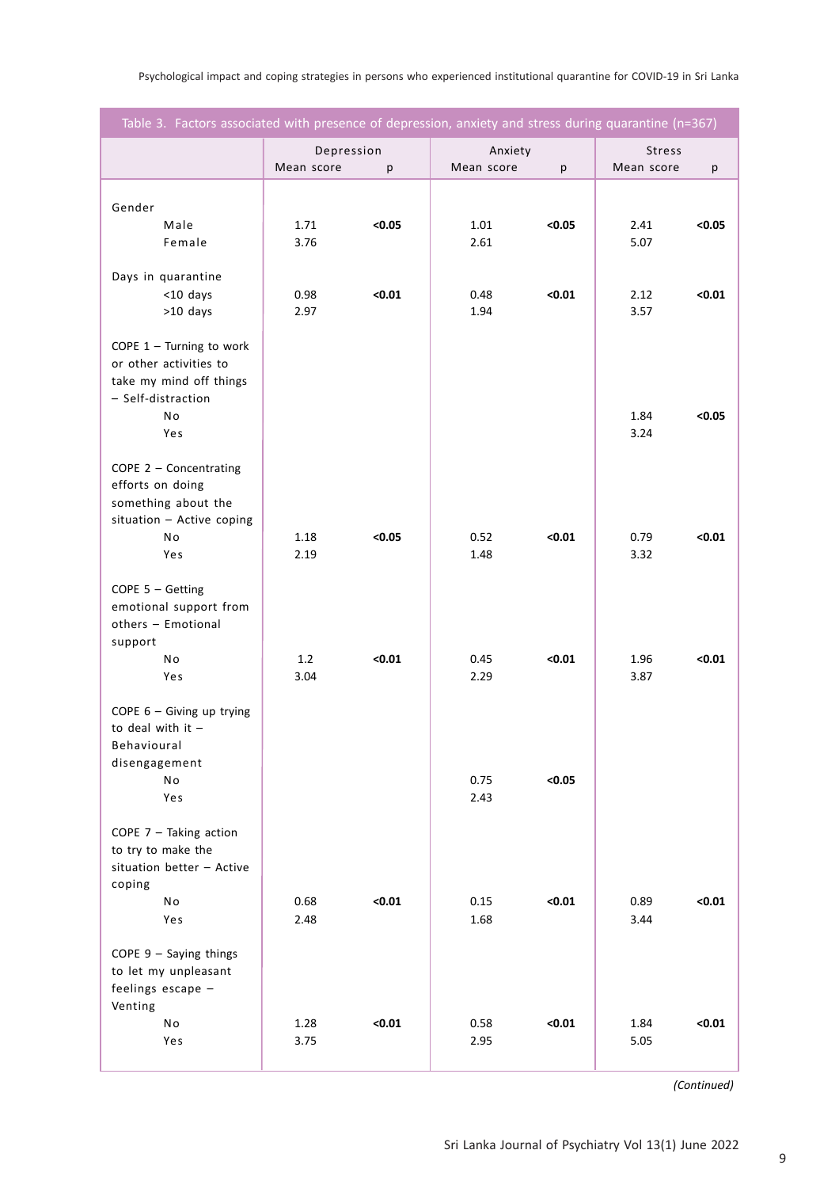**Table 3. Factors associated with presence of depression, anxiety and stress during quarantine (n=367)**

| | Depression | | Anxiety | | Stress | |
|---|---|---|---|---|---|---|
| | Mean score | p | Mean score | p | Mean score | p |
| Gender | | | | | | |
| Male | 1.71 | **<0.05** | 1.01 | **<0.05** | 2.41 | **<0.05** |
| Female | 3.76 | | 2.61 | | 5.07 | |
| Days in quarantine | | | | | | |
| <10 days | 0.98 | **<0.01** | 0.48 | **<0.01** | 2.12 | **<0.01** |
| >10 days | 2.97 | | 1.94 | | 3.57 | |
| COPE 1 – Turning to work or other activities to take my mind off things – Self-distraction | | | | | | |
| No | | | | | 1.84 | **<0.05** |
| Yes | | | | | 3.24 | |
| COPE 2 – Concentrating efforts on doing something about the situation – Active coping | | | | | | |
| No | 1.18 | **<0.05** | 0.52 | **<0.01** | 0.79 | **<0.01** |
| Yes | 2.19 | | 1.48 | | 3.32 | |
| COPE 5 – Getting emotional support from others – Emotional support | | | | | | |
| No | 1.2 | **<0.01** | 0.45 | **<0.01** | 1.96 | **<0.01** |
| Yes | 3.04 | | 2.29 | | 3.87 | |
| COPE 6 – Giving up trying to deal with it – Behavioural disengagement | | | | | | |
| No | | | 0.75 | **<0.05** | | |
| Yes | | | 2.43 | | | |
| COPE 7 – Taking action to try to make the situation better – Active coping | | | | | | |
| No | 0.68 | **<0.01** | 0.15 | **<0.01** | 0.89 | **<0.01** |
| Yes | 2.48 | | 1.68 | | 3.44 | |
| COPE 9 – Saying things to let my unpleasant feelings escape – Venting | | | | | | |
| No | 1.28 | **<0.01** | 0.58 | **<0.01** | 1.84 | **<0.01** |
| Yes | 3.75 | | 2.95 | | 5.05 | |

*(Continued)*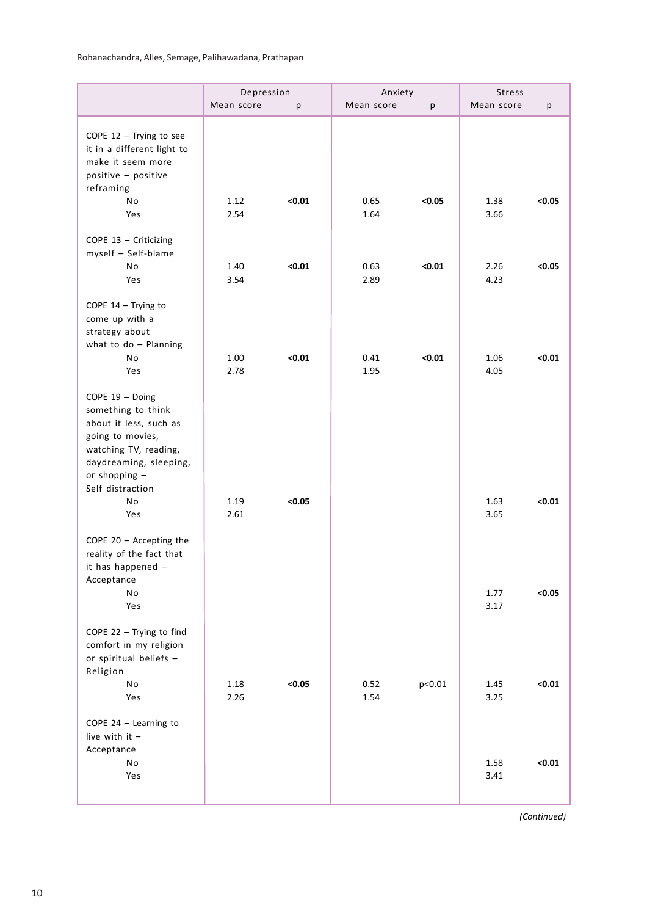| | Depression | | Anxiety | | Stress | |
|---|---|---|---|---|---|---|
| | Mean score | p | Mean score | p | Mean score | p |
| COPE 12 – Trying to see it in a different light to make it seem more positive – positive reframing | | | | | | |
| No | 1.12 | **<0.01** | 0.65 | **<0.05** | 1.38 | **<0.05** |
| Yes | 2.54 | | 1.64 | | 3.66 | |
| COPE 13 – Criticizing myself – Self-blame | | | | | | |
| No | 1.40 | **<0.01** | 0.63 | **<0.01** | 2.26 | **<0.05** |
| Yes | 3.54 | | 2.89 | | 4.23 | |
| COPE 14 – Trying to come up with a strategy about what to do – Planning | | | | | | |
| No | 1.00 | **<0.01** | 0.41 | **<0.01** | 1.06 | **<0.01** |
| Yes | 2.78 | | 1.95 | | 4.05 | |
| COPE 19 – Doing something to think about it less, such as going to movies, watching TV, reading, daydreaming, sleeping, or shopping – Self distraction | | | | | | |
| No | 1.19 | **<0.05** | | | 1.63 | **<0.01** |
| Yes | 2.61 | | | | 3.65 | |
| COPE 20 – Accepting the reality of the fact that it has happened – Acceptance | | | | | | |
| No | | | | | 1.77 | **<0.05** |
| Yes | | | | | 3.17 | |
| COPE 22 – Trying to find comfort in my religion or spiritual beliefs – Religion | | | | | | |
| No | 1.18 | **<0.05** | 0.52 | p<0.01 | 1.45 | **<0.01** |
| Yes | 2.26 | | 1.54 | | 3.25 | |
| COPE 24 – Learning to live with it – Acceptance | | | | | | |
| No | | | | | 1.58 | **<0.01** |
| Yes | | | | | 3.41 | |

*(Continued)*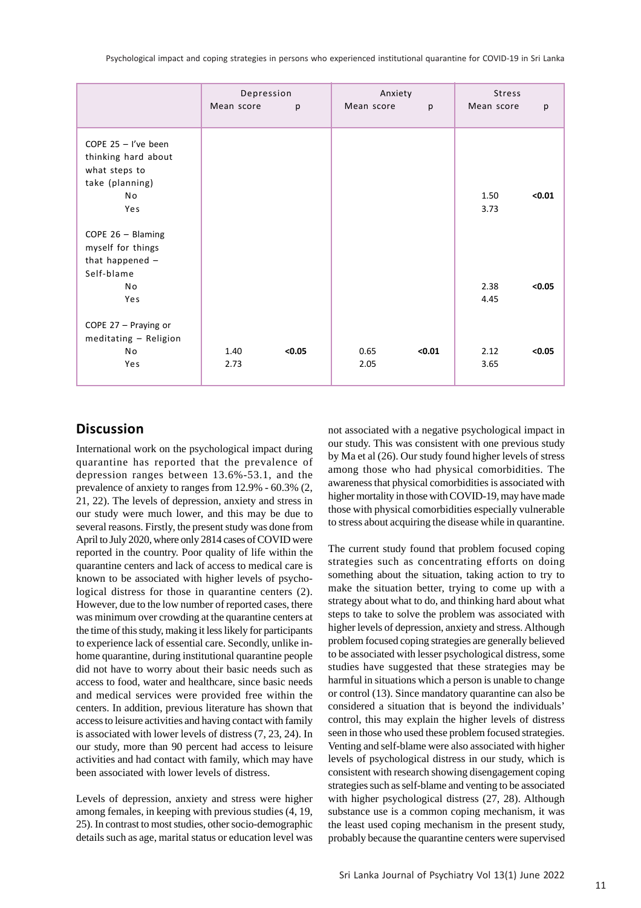| | Depression | | Anxiety | | Stress | |
|---|---|---|---|---|---|---|
| | Mean score | p | Mean score | p | Mean score | p |
| COPE 25 – I've been thinking hard about what steps to take (planning) | | | | | | |
| No | | | | | 1.50 | **<0.01** |
| Yes | | | | | 3.73 | |
| COPE 26 – Blaming myself for things that happened – Self-blame | | | | | | |
| No | | | | | 2.38 | **<0.05** |
| Yes | | | | | 4.45 | |
| COPE 27 – Praying or meditating – Religion | | | | | | |
| No | 1.40 | **<0.05** | 0.65 | **<0.01** | 2.12 | **<0.05** |
| Yes | 2.73 | | 2.05 | | 3.65 | |

## Discussion

International work on the psychological impact during quarantine has reported that the prevalence of depression ranges between 13.6%-53.1, and the prevalence of anxiety to ranges from 12.9% - 60.3% (2, 21, 22). The levels of depression, anxiety and stress in our study were much lower, and this may be due to several reasons. Firstly, the present study was done from April to July 2020, where only 2814 cases of COVID were reported in the country. Poor quality of life within the quarantine centers and lack of access to medical care is known to be associated with higher levels of psychological distress for those in quarantine centers (2). However, due to the low number of reported cases, there was minimum over crowding at the quarantine centers at the time of this study, making it less likely for participants to experience lack of essential care. Secondly, unlike in-home quarantine, during institutional quarantine people did not have to worry about their basic needs such as access to food, water and healthcare, since basic needs and medical services were provided free within the centers. In addition, previous literature has shown that access to leisure activities and having contact with family is associated with lower levels of distress (7, 23, 24). In our study, more than 90 percent had access to leisure activities and had contact with family, which may have been associated with lower levels of distress.

Levels of depression, anxiety and stress were higher among females, in keeping with previous studies (4, 19, 25). In contrast to most studies, other socio-demographic details such as age, marital status or education level was not associated with a negative psychological impact in our study. This was consistent with one previous study by Ma et al (26). Our study found higher levels of stress among those who had physical comorbidities. The awareness that physical comorbidities is associated with higher mortality in those with COVID-19, may have made those with physical comorbidities especially vulnerable to stress about acquiring the disease while in quarantine.

The current study found that problem focused coping strategies such as concentrating efforts on doing something about the situation, taking action to try to make the situation better, trying to come up with a strategy about what to do, and thinking hard about what steps to take to solve the problem was associated with higher levels of depression, anxiety and stress. Although problem focused coping strategies are generally believed to be associated with lesser psychological distress, some studies have suggested that these strategies may be harmful in situations which a person is unable to change or control (13). Since mandatory quarantine can also be considered a situation that is beyond the individuals' control, this may explain the higher levels of distress seen in those who used these problem focused strategies. Venting and self-blame were also associated with higher levels of psychological distress in our study, which is consistent with research showing disengagement coping strategies such as self-blame and venting to be associated with higher psychological distress (27, 28). Although substance use is a common coping mechanism, it was the least used coping mechanism in the present study, probably because the quarantine centers were supervised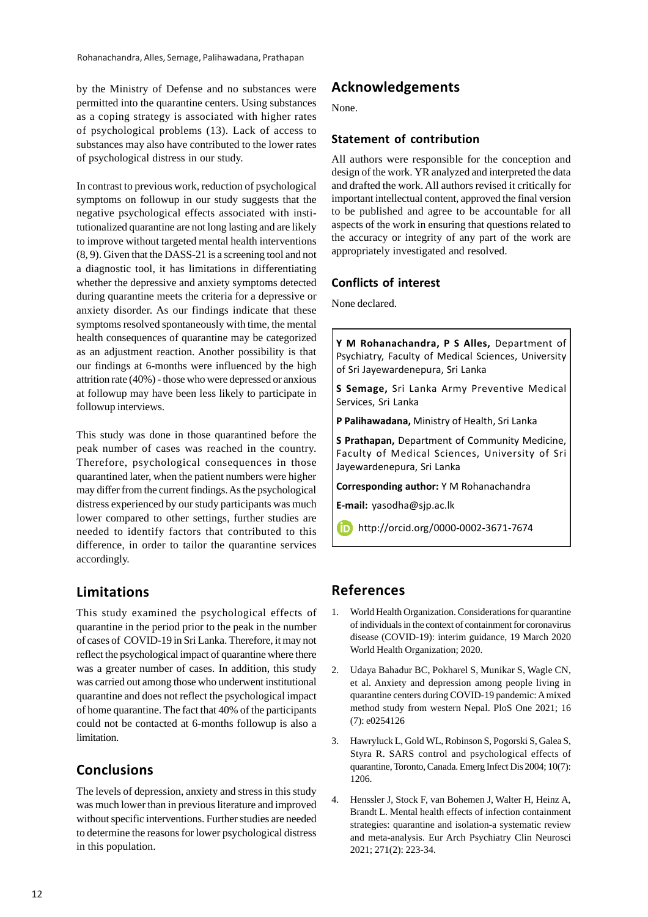by the Ministry of Defense and no substances were permitted into the quarantine centers. Using substances as a coping strategy is associated with higher rates of psychological problems (13). Lack of access to substances may also have contributed to the lower rates of psychological distress in our study.

In contrast to previous work, reduction of psychological symptoms on followup in our study suggests that the negative psychological effects associated with institutionalized quarantine are not long lasting and are likely to improve without targeted mental health interventions (8, 9). Given that the DASS-21 is a screening tool and not a diagnostic tool, it has limitations in differentiating whether the depressive and anxiety symptoms detected during quarantine meets the criteria for a depressive or anxiety disorder. As our findings indicate that these symptoms resolved spontaneously with time, the mental health consequences of quarantine may be categorized as an adjustment reaction. Another possibility is that our findings at 6-months were influenced by the high attrition rate (40%) - those who were depressed or anxious at followup may have been less likely to participate in followup interviews.

This study was done in those quarantined before the peak number of cases was reached in the country. Therefore, psychological consequences in those quarantined later, when the patient numbers were higher may differ from the current findings. As the psychological distress experienced by our study participants was much lower compared to other settings, further studies are needed to identify factors that contributed to this difference, in order to tailor the quarantine services accordingly.

## Limitations

This study examined the psychological effects of quarantine in the period prior to the peak in the number of cases of COVID-19 in Sri Lanka. Therefore, it may not reflect the psychological impact of quarantine where there was a greater number of cases. In addition, this study was carried out among those who underwent institutional quarantine and does not reflect the psychological impact of home quarantine. The fact that 40% of the participants could not be contacted at 6-months followup is also a limitation.

## Conclusions

The levels of depression, anxiety and stress in this study was much lower than in previous literature and improved without specific interventions. Further studies are needed to determine the reasons for lower psychological distress in this population.

## Acknowledgements

None.

### Statement of contribution

All authors were responsible for the conception and design of the work. YR analyzed and interpreted the data and drafted the work. All authors revised it critically for important intellectual content, approved the final version to be published and agree to be accountable for all aspects of the work in ensuring that questions related to the accuracy or integrity of any part of the work are appropriately investigated and resolved.

### Conflicts of interest

None declared.

**Y M Rohanachandra, P S Alles,** Department of Psychiatry, Faculty of Medical Sciences, University of Sri Jayewardenepura, Sri Lanka

**S Semage,** Sri Lanka Army Preventive Medical Services, Sri Lanka

**P Palihawadana,** Ministry of Health, Sri Lanka

**S Prathapan,** Department of Community Medicine, Faculty of Medical Sciences, University of Sri Jayewardenepura, Sri Lanka

**Corresponding author:** Y M Rohanachandra

**E-mail:** yasodha@sjp.ac.lk

http://orcid.org/0000-0002-3671-7674

## References

1. World Health Organization. Considerations for quarantine of individuals in the context of containment for coronavirus disease (COVID-19): interim guidance, 19 March 2020 World Health Organization; 2020.
2. Udaya Bahadur BC, Pokharel S, Munikar S, Wagle CN, et al. Anxiety and depression among people living in quarantine centers during COVID-19 pandemic: A mixed method study from western Nepal. PloS One 2021; 16 (7): e0254126
3. Hawryluck L, Gold WL, Robinson S, Pogorski S, Galea S, Styra R. SARS control and psychological effects of quarantine, Toronto, Canada. Emerg Infect Dis 2004; 10(7): 1206.
4. Henssler J, Stock F, van Bohemen J, Walter H, Heinz A, Brandt L. Mental health effects of infection containment strategies: quarantine and isolation-a systematic review and meta-analysis. Eur Arch Psychiatry Clin Neurosci 2021; 271(2): 223-34.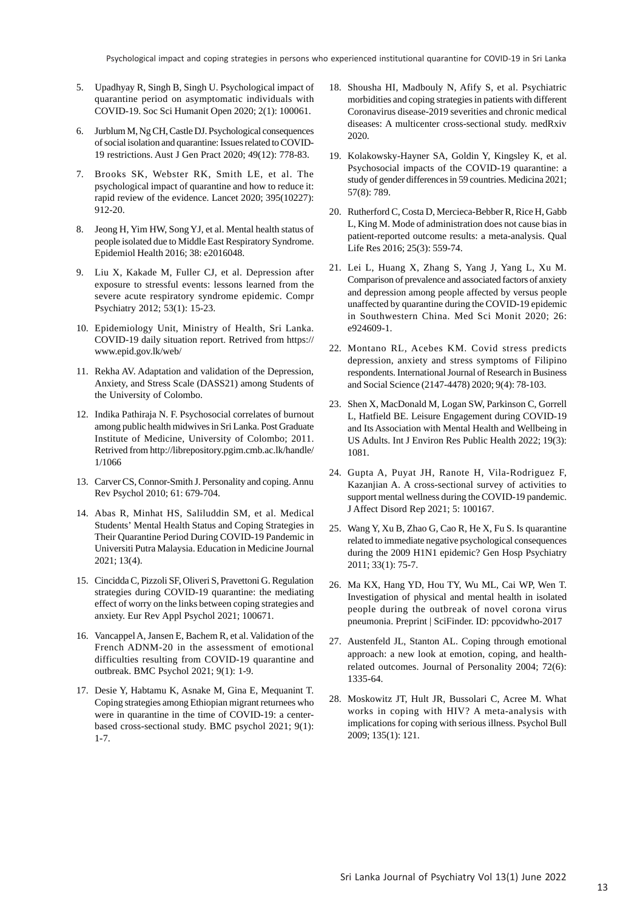5. Upadhyay R, Singh B, Singh U. Psychological impact of quarantine period on asymptomatic individuals with COVID-19. Soc Sci Humanit Open 2020; 2(1): 100061.

6. Jurblum M, Ng CH, Castle DJ. Psychological consequences of social isolation and quarantine: Issues related to COVID-19 restrictions. Aust J Gen Pract 2020; 49(12): 778-83.

7. Brooks SK, Webster RK, Smith LE, et al. The psychological impact of quarantine and how to reduce it: rapid review of the evidence. Lancet 2020; 395(10227): 912-20.

8. Jeong H, Yim HW, Song YJ, et al. Mental health status of people isolated due to Middle East Respiratory Syndrome. Epidemiol Health 2016; 38: e2016048.

9. Liu X, Kakade M, Fuller CJ, et al. Depression after exposure to stressful events: lessons learned from the severe acute respiratory syndrome epidemic. Compr Psychiatry 2012; 53(1): 15-23.

10. Epidemiology Unit, Ministry of Health, Sri Lanka. COVID-19 daily situation report. Retrived from https://www.epid.gov.lk/web/

11. Rekha AV. Adaptation and validation of the Depression, Anxiety, and Stress Scale (DASS21) among Students of the University of Colombo.

12. Indika Pathiraja N. F. Psychosocial correlates of burnout among public health midwives in Sri Lanka. Post Graduate Institute of Medicine, University of Colombo; 2011. Retrived from http://librepository.pgim.cmb.ac.lk/handle/1/1066

13. Carver CS, Connor-Smith J. Personality and coping. Annu Rev Psychol 2010; 61: 679-704.

14. Abas R, Minhat HS, Saliluddin SM, et al. Medical Students' Mental Health Status and Coping Strategies in Their Quarantine Period During COVID-19 Pandemic in Universiti Putra Malaysia. Education in Medicine Journal 2021; 13(4).

15. Cincidda C, Pizzoli SF, Oliveri S, Pravettoni G. Regulation strategies during COVID-19 quarantine: the mediating effect of worry on the links between coping strategies and anxiety. Eur Rev Appl Psychol 2021; 100671.

16. Vancappel A, Jansen E, Bachem R, et al. Validation of the French ADNM-20 in the assessment of emotional difficulties resulting from COVID-19 quarantine and outbreak. BMC Psychol 2021; 9(1): 1-9.

17. Desie Y, Habtamu K, Asnake M, Gina E, Mequanint T. Coping strategies among Ethiopian migrant returnees who were in quarantine in the time of COVID-19: a center-based cross-sectional study. BMC psychol 2021; 9(1): 1-7.

18. Shousha HI, Madbouly N, Afify S, et al. Psychiatric morbidities and coping strategies in patients with different Coronavirus disease-2019 severities and chronic medical diseases: A multicenter cross-sectional study. medRxiv 2020.

19. Kolakowsky-Hayner SA, Goldin Y, Kingsley K, et al. Psychosocial impacts of the COVID-19 quarantine: a study of gender differences in 59 countries. Medicina 2021; 57(8): 789.

20. Rutherford C, Costa D, Mercieca-Bebber R, Rice H, Gabb L, King M. Mode of administration does not cause bias in patient-reported outcome results: a meta-analysis. Qual Life Res 2016; 25(3): 559-74.

21. Lei L, Huang X, Zhang S, Yang J, Yang L, Xu M. Comparison of prevalence and associated factors of anxiety and depression among people affected by versus people unaffected by quarantine during the COVID-19 epidemic in Southwestern China. Med Sci Monit 2020; 26: e924609-1.

22. Montano RL, Acebes KM. Covid stress predicts depression, anxiety and stress symptoms of Filipino respondents. International Journal of Research in Business and Social Science (2147-4478) 2020; 9(4): 78-103.

23. Shen X, MacDonald M, Logan SW, Parkinson C, Gorrell L, Hatfield BE. Leisure Engagement during COVID-19 and Its Association with Mental Health and Wellbeing in US Adults. Int J Environ Res Public Health 2022; 19(3): 1081.

24. Gupta A, Puyat JH, Ranote H, Vila-Rodriguez F, Kazanjian A. A cross-sectional survey of activities to support mental wellness during the COVID-19 pandemic. J Affect Disord Rep 2021; 5: 100167.

25. Wang Y, Xu B, Zhao G, Cao R, He X, Fu S. Is quarantine related to immediate negative psychological consequences during the 2009 H1N1 epidemic? Gen Hosp Psychiatry 2011; 33(1): 75-7.

26. Ma KX, Hang YD, Hou TY, Wu ML, Cai WP, Wen T. Investigation of physical and mental health in isolated people during the outbreak of novel corona virus pneumonia. Preprint | SciFinder. ID: ppcovidwho-2017

27. Austenfeld JL, Stanton AL. Coping through emotional approach: a new look at emotion, coping, and health-related outcomes. Journal of Personality 2004; 72(6): 1335-64.

28. Moskowitz JT, Hult JR, Bussolari C, Acree M. What works in coping with HIV? A meta-analysis with implications for coping with serious illness. Psychol Bull 2009; 135(1): 121.